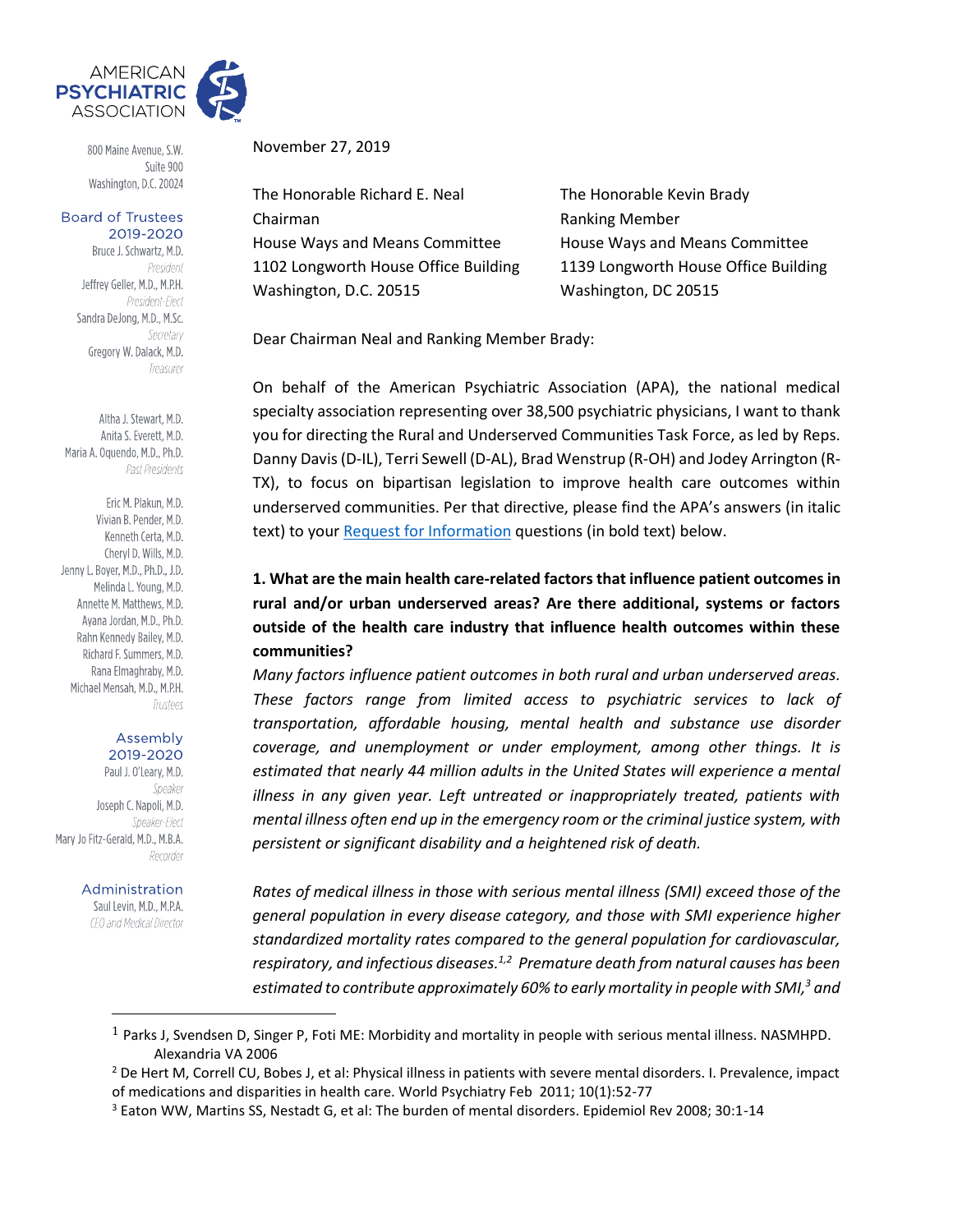AMERICAN PSYCHIATRIC ASSOCIATION

800 Maine Avenue, S.W.
Suite 900
Washington, D.C. 20024

**Board of Trustees 2019-2020**

Bruce J. Schwartz, M.D.
*President*
Jeffrey Geller, M.D., M.P.H.
*President-Elect*
Sandra DeJong, M.D., M.Sc.
*Secretary*
Gregory W. Dalack, M.D.
*Treasurer*

Altha J. Stewart, M.D.
Anita S. Everett, M.D.
Maria A. Oquendo, M.D., Ph.D.
*Past Presidents*

Eric M. Plakun, M.D.
Vivian B. Pender, M.D.
Kenneth Certa, M.D.
Cheryl D. Wills, M.D.
Jenny L. Boyer, M.D., Ph.D., J.D.
Melinda L. Young, M.D.
Annette M. Matthews, M.D.
Ayana Jordan, M.D., Ph.D.
Rahn Kennedy Bailey, M.D.
Richard F. Summers, M.D.
Rana Elmaghraby, M.D.
Michael Mensah, M.D., M.P.H.
*Trustees*

**Assembly 2019-2020**

Paul J. O'Leary, M.D.
*Speaker*
Joseph C. Napoli, M.D.
*Speaker-Elect*
Mary Jo Fitz-Gerald, M.D., M.B.A.
*Recorder*

**Administration**

Saul Levin, M.D., M.P.A.
*CEO and Medical Director*

November 27, 2019

The Honorable Richard E. Neal
Chairman
House Ways and Means Committee
1102 Longworth House Office Building
Washington, D.C. 20515

The Honorable Kevin Brady
Ranking Member
House Ways and Means Committee
1139 Longworth House Office Building
Washington, DC 20515

Dear Chairman Neal and Ranking Member Brady:

On behalf of the American Psychiatric Association (APA), the national medical specialty association representing over 38,500 psychiatric physicians, I want to thank you for directing the Rural and Underserved Communities Task Force, as led by Reps. Danny Davis (D-IL), Terri Sewell (D-AL), Brad Wenstrup (R-OH) and Jodey Arrington (R-TX), to focus on bipartisan legislation to improve health care outcomes within underserved communities. Per that directive, please find the APA's answers (in italic text) to your Request for Information questions (in bold text) below.

**1. What are the main health care-related factors that influence patient outcomes in rural and/or urban underserved areas? Are there additional, systems or factors outside of the health care industry that influence health outcomes within these communities?**

*Many factors influence patient outcomes in both rural and urban underserved areas. These factors range from limited access to psychiatric services to lack of transportation, affordable housing, mental health and substance use disorder coverage, and unemployment or under employment, among other things. It is estimated that nearly 44 million adults in the United States will experience a mental illness in any given year. Left untreated or inappropriately treated, patients with mental illness often end up in the emergency room or the criminal justice system, with persistent or significant disability and a heightened risk of death.*

*Rates of medical illness in those with serious mental illness (SMI) exceed those of the general population in every disease category, and those with SMI experience higher standardized mortality rates compared to the general population for cardiovascular, respiratory, and infectious diseases.*[1,2] *Premature death from natural causes has been estimated to contribute approximately 60% to early mortality in people with SMI,*[3] *and*

[1] Parks J, Svendsen D, Singer P, Foti ME: Morbidity and mortality in people with serious mental illness. NASMHPD. Alexandria VA 2006

[2] De Hert M, Correll CU, Bobes J, et al: Physical illness in patients with severe mental disorders. I. Prevalence, impact of medications and disparities in health care. World Psychiatry Feb 2011; 10(1):52-77

[3] Eaton WW, Martins SS, Nestadt G, et al: The burden of mental disorders. Epidemiol Rev 2008; 30:1-14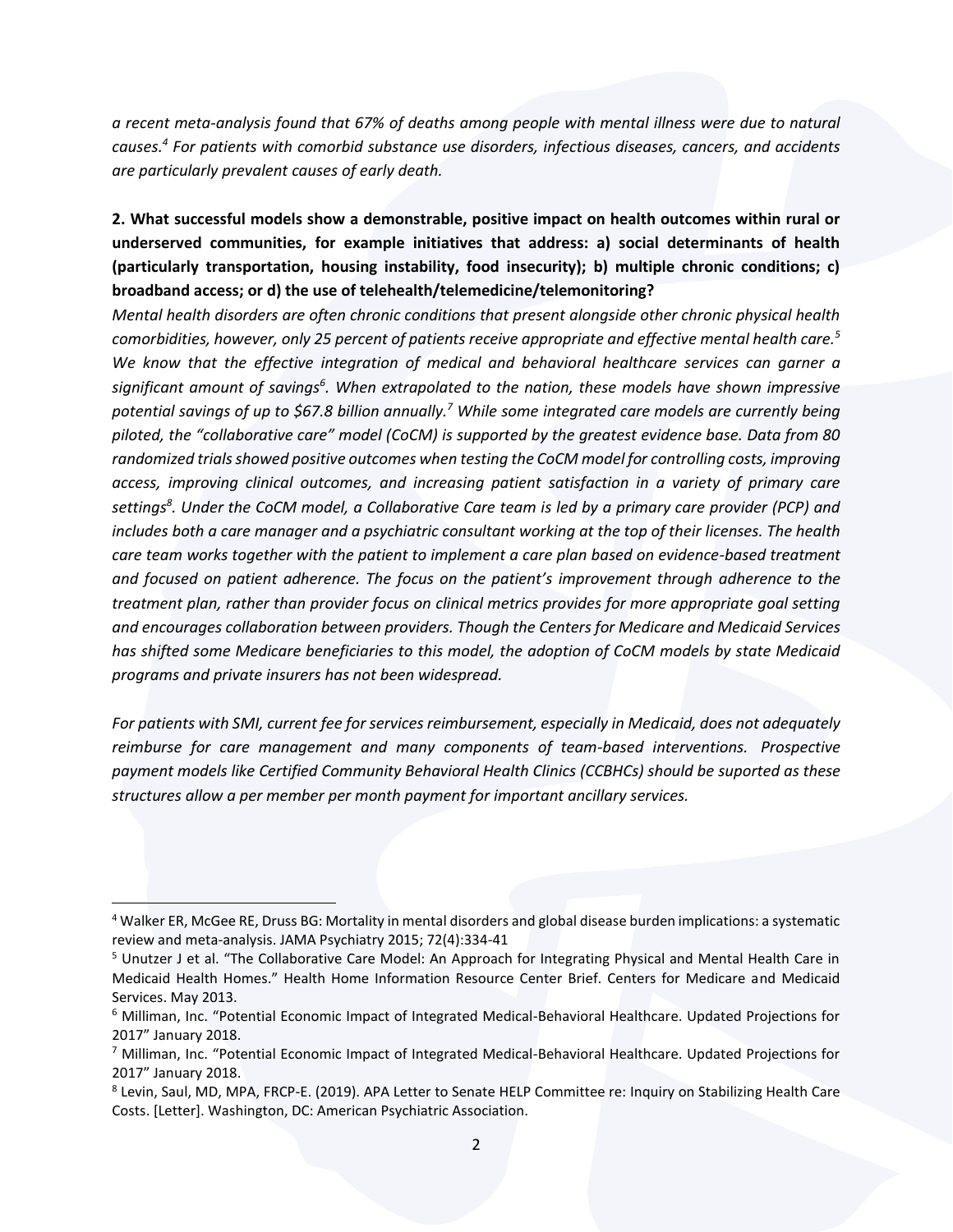*a recent meta-analysis found that 67% of deaths among people with mental illness were due to natural causes.[4] For patients with comorbid substance use disorders, infectious diseases, cancers, and accidents are particularly prevalent causes of early death.*

**2. What successful models show a demonstrable, positive impact on health outcomes within rural or underserved communities, for example initiatives that address: a) social determinants of health (particularly transportation, housing instability, food insecurity); b) multiple chronic conditions; c) broadband access; or d) the use of telehealth/telemedicine/telemonitoring?**

*Mental health disorders are often chronic conditions that present alongside other chronic physical health comorbidities, however, only 25 percent of patients receive appropriate and effective mental health care.[5] We know that the effective integration of medical and behavioral healthcare services can garner a significant amount of savings[6]. When extrapolated to the nation, these models have shown impressive potential savings of up to $67.8 billion annually.[7] While some integrated care models are currently being piloted, the "collaborative care" model (CoCM) is supported by the greatest evidence base. Data from 80 randomized trials showed positive outcomes when testing the CoCM model for controlling costs, improving access, improving clinical outcomes, and increasing patient satisfaction in a variety of primary care settings[8]. Under the CoCM model, a Collaborative Care team is led by a primary care provider (PCP) and includes both a care manager and a psychiatric consultant working at the top of their licenses. The health care team works together with the patient to implement a care plan based on evidence-based treatment and focused on patient adherence. The focus on the patient's improvement through adherence to the treatment plan, rather than provider focus on clinical metrics provides for more appropriate goal setting and encourages collaboration between providers. Though the Centers for Medicare and Medicaid Services has shifted some Medicare beneficiaries to this model, the adoption of CoCM models by state Medicaid programs and private insurers has not been widespread.*

*For patients with SMI, current fee for services reimbursement, especially in Medicaid, does not adequately reimburse for care management and many components of team-based interventions. Prospective payment models like Certified Community Behavioral Health Clinics (CCBHCs) should be suported as these structures allow a per member per month payment for important ancillary services.*

---

[4] Walker ER, McGee RE, Druss BG: Mortality in mental disorders and global disease burden implications: a systematic review and meta-analysis. JAMA Psychiatry 2015; 72(4):334-41

[5] Unutzer J et al. "The Collaborative Care Model: An Approach for Integrating Physical and Mental Health Care in Medicaid Health Homes." Health Home Information Resource Center Brief. Centers for Medicare and Medicaid Services. May 2013.

[6] Milliman, Inc. "Potential Economic Impact of Integrated Medical-Behavioral Healthcare. Updated Projections for 2017" January 2018.

[7] Milliman, Inc. "Potential Economic Impact of Integrated Medical-Behavioral Healthcare. Updated Projections for 2017" January 2018.

[8] Levin, Saul, MD, MPA, FRCP-E. (2019). APA Letter to Senate HELP Committee re: Inquiry on Stabilizing Health Care Costs. [Letter]. Washington, DC: American Psychiatric Association.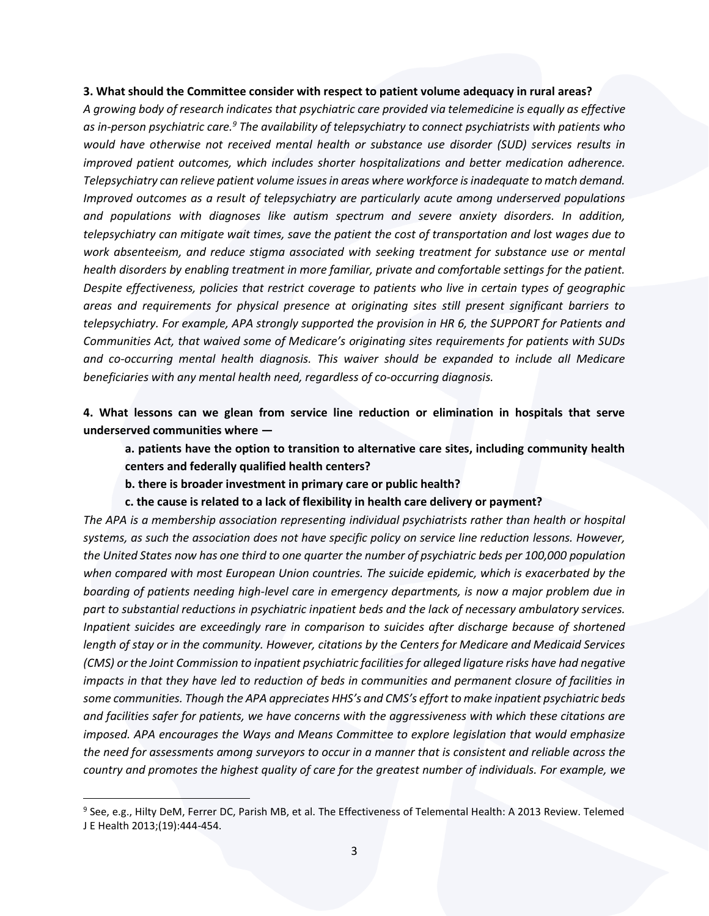**3. What should the Committee consider with respect to patient volume adequacy in rural areas?**

*A growing body of research indicates that psychiatric care provided via telemedicine is equally as effective as in-person psychiatric care.[9] The availability of telepsychiatry to connect psychiatrists with patients who would have otherwise not received mental health or substance use disorder (SUD) services results in improved patient outcomes, which includes shorter hospitalizations and better medication adherence. Telepsychiatry can relieve patient volume issues in areas where workforce is inadequate to match demand. Improved outcomes as a result of telepsychiatry are particularly acute among underserved populations and populations with diagnoses like autism spectrum and severe anxiety disorders. In addition, telepsychiatry can mitigate wait times, save the patient the cost of transportation and lost wages due to work absenteeism, and reduce stigma associated with seeking treatment for substance use or mental health disorders by enabling treatment in more familiar, private and comfortable settings for the patient. Despite effectiveness, policies that restrict coverage to patients who live in certain types of geographic areas and requirements for physical presence at originating sites still present significant barriers to telepsychiatry. For example, APA strongly supported the provision in HR 6, the SUPPORT for Patients and Communities Act, that waived some of Medicare's originating sites requirements for patients with SUDs and co-occurring mental health diagnosis. This waiver should be expanded to include all Medicare beneficiaries with any mental health need, regardless of co-occurring diagnosis.*

**4. What lessons can we glean from service line reduction or elimination in hospitals that serve underserved communities where —**

> **a. patients have the option to transition to alternative care sites, including community health centers and federally qualified health centers?**
>
> **b. there is broader investment in primary care or public health?**
>
> **c. the cause is related to a lack of flexibility in health care delivery or payment?**

*The APA is a membership association representing individual psychiatrists rather than health or hospital systems, as such the association does not have specific policy on service line reduction lessons. However, the United States now has one third to one quarter the number of psychiatric beds per 100,000 population when compared with most European Union countries. The suicide epidemic, which is exacerbated by the boarding of patients needing high-level care in emergency departments, is now a major problem due in part to substantial reductions in psychiatric inpatient beds and the lack of necessary ambulatory services. Inpatient suicides are exceedingly rare in comparison to suicides after discharge because of shortened length of stay or in the community. However, citations by the Centers for Medicare and Medicaid Services (CMS) or the Joint Commission to inpatient psychiatric facilities for alleged ligature risks have had negative impacts in that they have led to reduction of beds in communities and permanent closure of facilities in some communities. Though the APA appreciates HHS's and CMS's effort to make inpatient psychiatric beds and facilities safer for patients, we have concerns with the aggressiveness with which these citations are imposed. APA encourages the Ways and Means Committee to explore legislation that would emphasize the need for assessments among surveyors to occur in a manner that is consistent and reliable across the country and promotes the highest quality of care for the greatest number of individuals. For example, we*

---

[9] See, e.g., Hilty DeM, Ferrer DC, Parish MB, et al. The Effectiveness of Telemental Health: A 2013 Review. Telemed J E Health 2013;(19):444-454.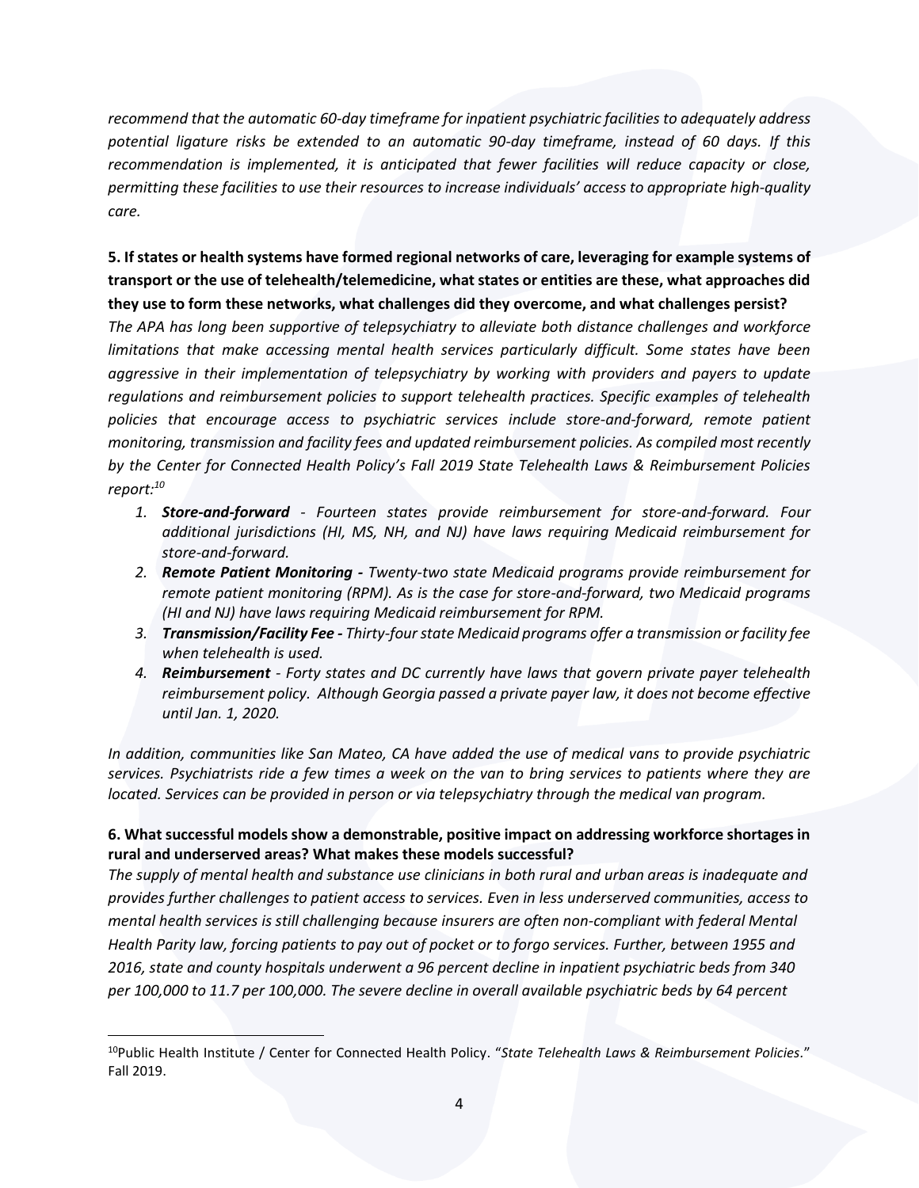*recommend that the automatic 60-day timeframe for inpatient psychiatric facilities to adequately address potential ligature risks be extended to an automatic 90-day timeframe, instead of 60 days. If this recommendation is implemented, it is anticipated that fewer facilities will reduce capacity or close, permitting these facilities to use their resources to increase individuals' access to appropriate high-quality care.*

**5. If states or health systems have formed regional networks of care, leveraging for example systems of transport or the use of telehealth/telemedicine, what states or entities are these, what approaches did they use to form these networks, what challenges did they overcome, and what challenges persist?**

*The APA has long been supportive of telepsychiatry to alleviate both distance challenges and workforce limitations that make accessing mental health services particularly difficult. Some states have been aggressive in their implementation of telepsychiatry by working with providers and payers to update regulations and reimbursement policies to support telehealth practices. Specific examples of telehealth policies that encourage access to psychiatric services include store-and-forward, remote patient monitoring, transmission and facility fees and updated reimbursement policies. As compiled most recently by the Center for Connected Health Policy's Fall 2019 State Telehealth Laws & Reimbursement Policies report:*[10]

1. ***Store-and-forward*** *- Fourteen states provide reimbursement for store-and-forward. Four additional jurisdictions (HI, MS, NH, and NJ) have laws requiring Medicaid reimbursement for store-and-forward.*
2. ***Remote Patient Monitoring -*** *Twenty-two state Medicaid programs provide reimbursement for remote patient monitoring (RPM). As is the case for store-and-forward, two Medicaid programs (HI and NJ) have laws requiring Medicaid reimbursement for RPM.*
3. ***Transmission/Facility Fee -*** *Thirty-four state Medicaid programs offer a transmission or facility fee when telehealth is used.*
4. ***Reimbursement*** *- Forty states and DC currently have laws that govern private payer telehealth reimbursement policy. Although Georgia passed a private payer law, it does not become effective until Jan. 1, 2020.*

*In addition, communities like San Mateo, CA have added the use of medical vans to provide psychiatric services. Psychiatrists ride a few times a week on the van to bring services to patients where they are located. Services can be provided in person or via telepsychiatry through the medical van program.*

**6. What successful models show a demonstrable, positive impact on addressing workforce shortages in rural and underserved areas? What makes these models successful?**

*The supply of mental health and substance use clinicians in both rural and urban areas is inadequate and provides further challenges to patient access to services. Even in less underserved communities, access to mental health services is still challenging because insurers are often non-compliant with federal Mental Health Parity law, forcing patients to pay out of pocket or to forgo services. Further, between 1955 and 2016, state and county hospitals underwent a 96 percent decline in inpatient psychiatric beds from 340 per 100,000 to 11.7 per 100,000. The severe decline in overall available psychiatric beds by 64 percent*

---

[10] Public Health Institute / Center for Connected Health Policy. "*State Telehealth Laws & Reimbursement Policies*." Fall 2019.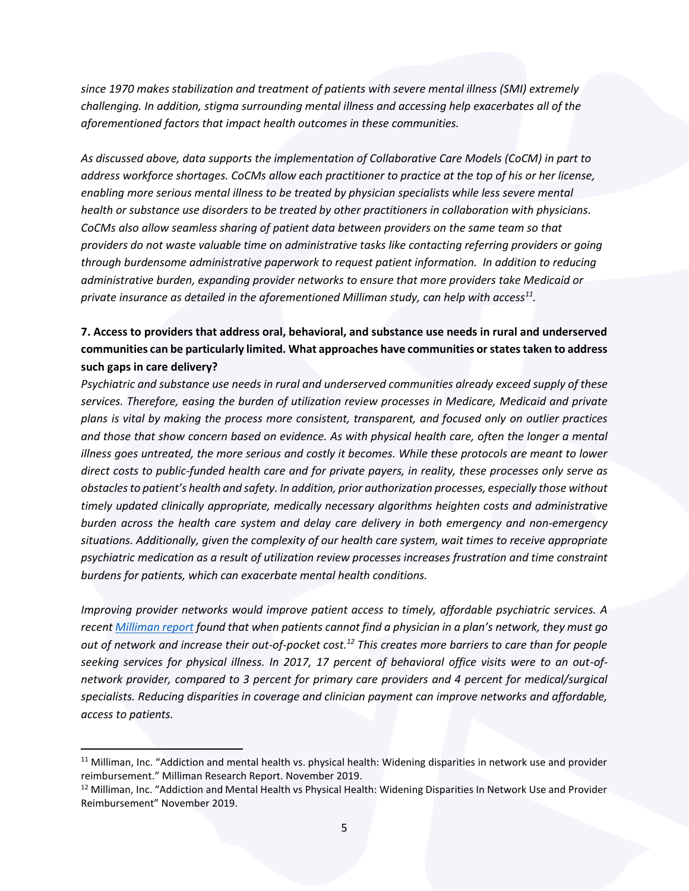*since 1970 makes stabilization and treatment of patients with severe mental illness (SMI) extremely challenging. In addition, stigma surrounding mental illness and accessing help exacerbates all of the aforementioned factors that impact health outcomes in these communities.*

*As discussed above, data supports the implementation of Collaborative Care Models (CoCM) in part to address workforce shortages. CoCMs allow each practitioner to practice at the top of his or her license, enabling more serious mental illness to be treated by physician specialists while less severe mental health or substance use disorders to be treated by other practitioners in collaboration with physicians. CoCMs also allow seamless sharing of patient data between providers on the same team so that providers do not waste valuable time on administrative tasks like contacting referring providers or going through burdensome administrative paperwork to request patient information. In addition to reducing administrative burden, expanding provider networks to ensure that more providers take Medicaid or private insurance as detailed in the aforementioned Milliman study, can help with access[11].*

**7. Access to providers that address oral, behavioral, and substance use needs in rural and underserved communities can be particularly limited. What approaches have communities or states taken to address such gaps in care delivery?**

*Psychiatric and substance use needs in rural and underserved communities already exceed supply of these services. Therefore, easing the burden of utilization review processes in Medicare, Medicaid and private plans is vital by making the process more consistent, transparent, and focused only on outlier practices and those that show concern based on evidence. As with physical health care, often the longer a mental illness goes untreated, the more serious and costly it becomes. While these protocols are meant to lower direct costs to public-funded health care and for private payers, in reality, these processes only serve as obstacles to patient's health and safety. In addition, prior authorization processes, especially those without timely updated clinically appropriate, medically necessary algorithms heighten costs and administrative burden across the health care system and delay care delivery in both emergency and non-emergency situations. Additionally, given the complexity of our health care system, wait times to receive appropriate psychiatric medication as a result of utilization review processes increases frustration and time constraint burdens for patients, which can exacerbate mental health conditions.*

*Improving provider networks would improve patient access to timely, affordable psychiatric services. A recent [Milliman report](#) found that when patients cannot find a physician in a plan's network, they must go out of network and increase their out-of-pocket cost.[12] This creates more barriers to care than for people seeking services for physical illness. In 2017, 17 percent of behavioral office visits were to an out-of-network provider, compared to 3 percent for primary care providers and 4 percent for medical/surgical specialists. Reducing disparities in coverage and clinician payment can improve networks and affordable, access to patients.*

---

[11] Milliman, Inc. "Addiction and mental health vs. physical health: Widening disparities in network use and provider reimbursement." Milliman Research Report. November 2019.

[12] Milliman, Inc. "Addiction and Mental Health vs Physical Health: Widening Disparities In Network Use and Provider Reimbursement" November 2019.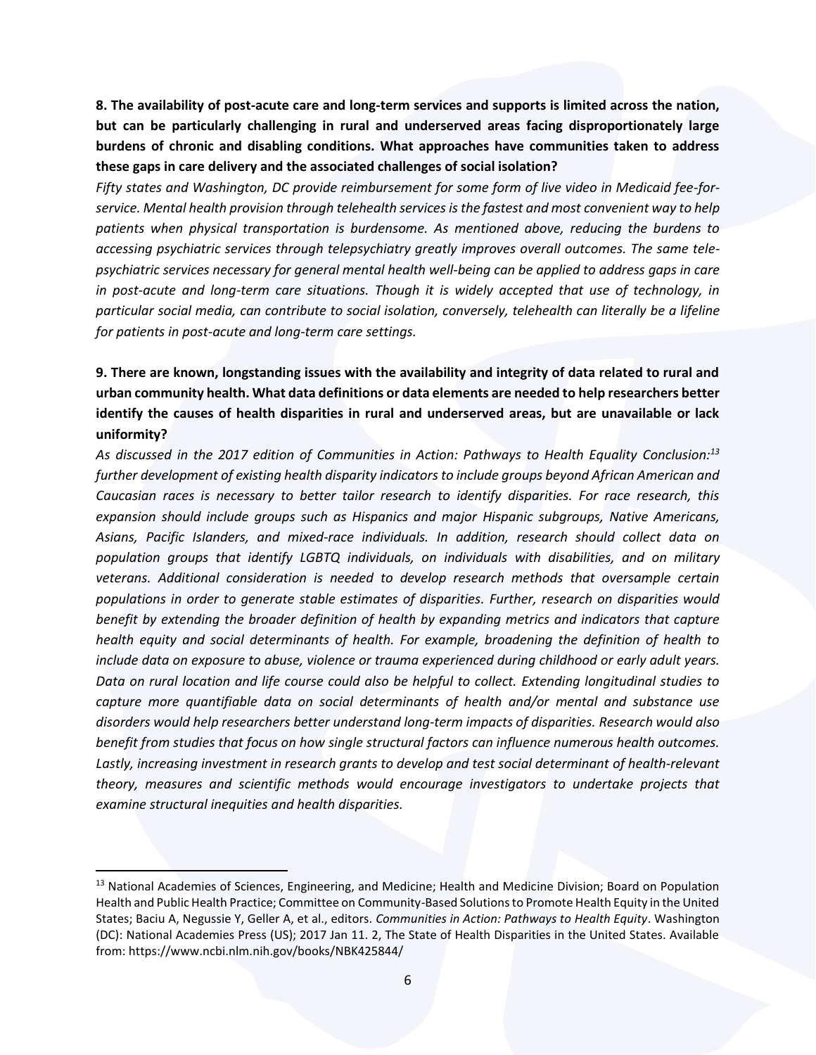**8. The availability of post-acute care and long-term services and supports is limited across the nation, but can be particularly challenging in rural and underserved areas facing disproportionately large burdens of chronic and disabling conditions. What approaches have communities taken to address these gaps in care delivery and the associated challenges of social isolation?**

*Fifty states and Washington, DC provide reimbursement for some form of live video in Medicaid fee-for-service. Mental health provision through telehealth services is the fastest and most convenient way to help patients when physical transportation is burdensome. As mentioned above, reducing the burdens to accessing psychiatric services through telepsychiatry greatly improves overall outcomes. The same tele-psychiatric services necessary for general mental health well-being can be applied to address gaps in care in post-acute and long-term care situations. Though it is widely accepted that use of technology, in particular social media, can contribute to social isolation, conversely, telehealth can literally be a lifeline for patients in post-acute and long-term care settings.*

**9. There are known, longstanding issues with the availability and integrity of data related to rural and urban community health. What data definitions or data elements are needed to help researchers better identify the causes of health disparities in rural and underserved areas, but are unavailable or lack uniformity?**

*As discussed in the 2017 edition of Communities in Action: Pathways to Health Equality Conclusion:[13] further development of existing health disparity indicators to include groups beyond African American and Caucasian races is necessary to better tailor research to identify disparities. For race research, this expansion should include groups such as Hispanics and major Hispanic subgroups, Native Americans, Asians, Pacific Islanders, and mixed-race individuals. In addition, research should collect data on population groups that identify LGBTQ individuals, on individuals with disabilities, and on military veterans. Additional consideration is needed to develop research methods that oversample certain populations in order to generate stable estimates of disparities. Further, research on disparities would benefit by extending the broader definition of health by expanding metrics and indicators that capture health equity and social determinants of health. For example, broadening the definition of health to include data on exposure to abuse, violence or trauma experienced during childhood or early adult years. Data on rural location and life course could also be helpful to collect. Extending longitudinal studies to capture more quantifiable data on social determinants of health and/or mental and substance use disorders would help researchers better understand long-term impacts of disparities. Research would also benefit from studies that focus on how single structural factors can influence numerous health outcomes. Lastly, increasing investment in research grants to develop and test social determinant of health-relevant theory, measures and scientific methods would encourage investigators to undertake projects that examine structural inequities and health disparities.*

---

[13] National Academies of Sciences, Engineering, and Medicine; Health and Medicine Division; Board on Population Health and Public Health Practice; Committee on Community-Based Solutions to Promote Health Equity in the United States; Baciu A, Negussie Y, Geller A, et al., editors. *Communities in Action: Pathways to Health Equity*. Washington (DC): National Academies Press (US); 2017 Jan 11. 2, The State of Health Disparities in the United States. Available from: https://www.ncbi.nlm.nih.gov/books/NBK425844/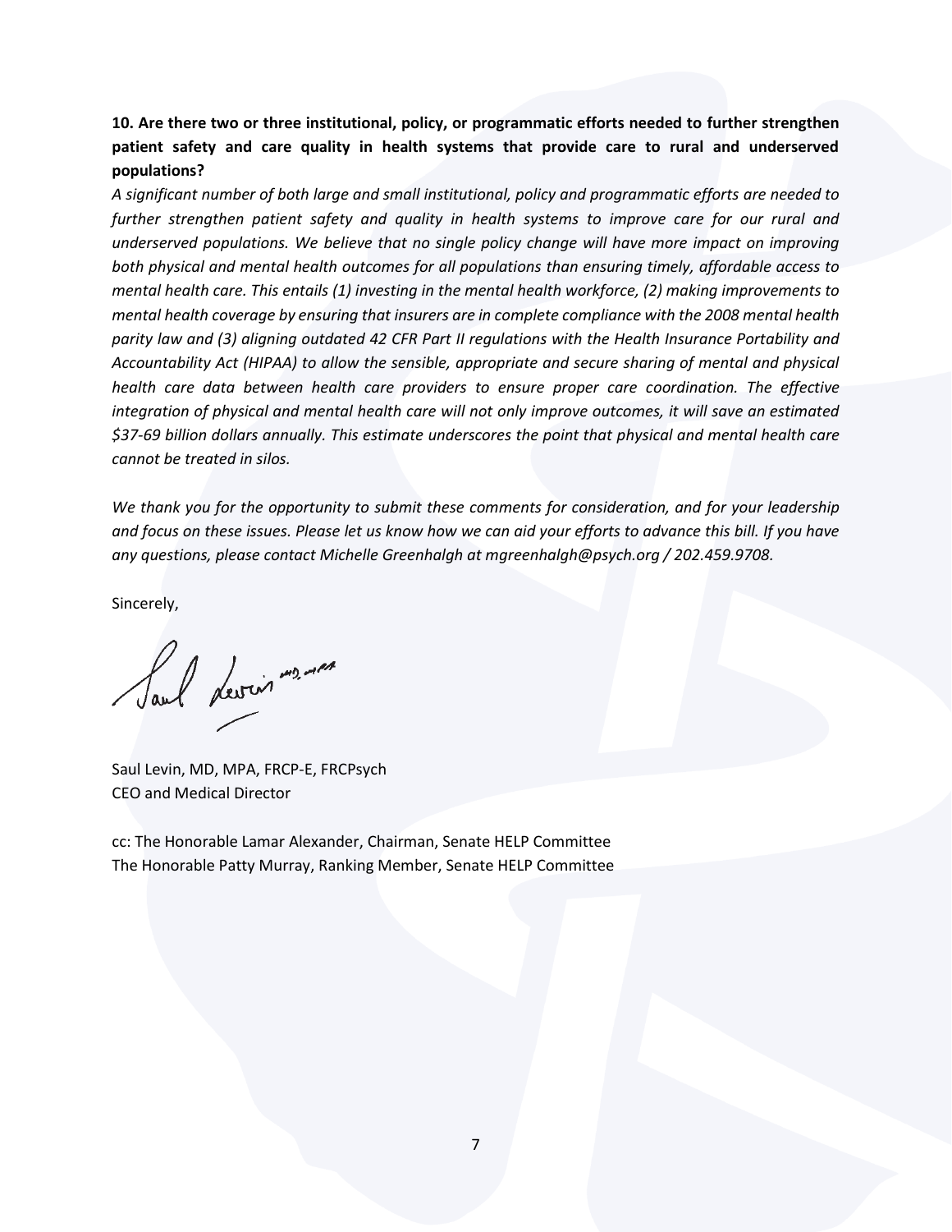**10. Are there two or three institutional, policy, or programmatic efforts needed to further strengthen patient safety and care quality in health systems that provide care to rural and underserved populations?**

*A significant number of both large and small institutional, policy and programmatic efforts are needed to further strengthen patient safety and quality in health systems to improve care for our rural and underserved populations. We believe that no single policy change will have more impact on improving both physical and mental health outcomes for all populations than ensuring timely, affordable access to mental health care. This entails (1) investing in the mental health workforce, (2) making improvements to mental health coverage by ensuring that insurers are in complete compliance with the 2008 mental health parity law and (3) aligning outdated 42 CFR Part II regulations with the Health Insurance Portability and Accountability Act (HIPAA) to allow the sensible, appropriate and secure sharing of mental and physical health care data between health care providers to ensure proper care coordination. The effective integration of physical and mental health care will not only improve outcomes, it will save an estimated $37-69 billion dollars annually. This estimate underscores the point that physical and mental health care cannot be treated in silos.*

*We thank you for the opportunity to submit these comments for consideration, and for your leadership and focus on these issues. Please let us know how we can aid your efforts to advance this bill. If you have any questions, please contact Michelle Greenhalgh at mgreenhalgh@psych.org / 202.459.9708.*

Sincerely,

Saul Levin, MD, MPA, FRCP-E, FRCPsych
CEO and Medical Director

cc: The Honorable Lamar Alexander, Chairman, Senate HELP Committee
The Honorable Patty Murray, Ranking Member, Senate HELP Committee